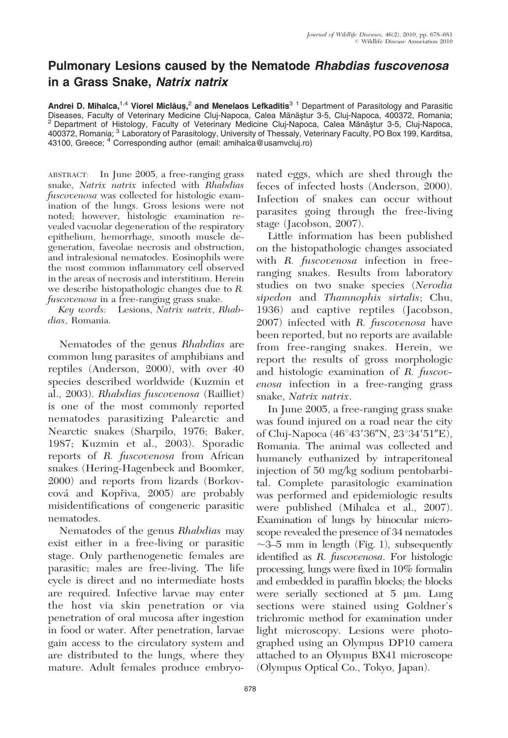# Pulmonary Lesions caused by the Nematode *Rhabdias fuscovenosa* in a Grass Snake, *Natrix natrix*

**Andrei D. Mihalca,**[1,4] **Viorel Miclăuş,**[2] **and Menelaos Lefkaditis**[3] [1] Department of Parasitology and Parasitic Diseases, Faculty of Veterinary Medicine Cluj-Napoca, Calea Mănăştur 3-5, Cluj-Napoca, 400372, Romania; [2] Department of Histology, Faculty of Veterinary Medicine Cluj-Napoca, Calea Mănăştur 3-5, Cluj-Napoca, 400372, Romania; [3] Laboratory of Parasitology, University of Thessaly, Veterinary Faculty, PO Box 199, Karditsa, 43100, Greece; [4] Corresponding author (email: amihalca@usamvcluj.ro)

ABSTRACT: In June 2005, a free-ranging grass snake, *Natrix natrix* infected with *Rhabdias fuscovenosa* was collected for histologic examination of the lungs. Gross lesions were not noted; however, histologic examination revealed vacuolar degeneration of the respiratory epithelium, hemorrhage, smooth muscle degeneration, faveolae necrosis and obstruction, and intralesional nematodes. Eosinophils were the most common inflammatory cell observed in the areas of necrosis and interstitium. Herein we describe histopathologic changes due to *R. fuscovenosa* in a free-ranging grass snake.

*Key words:* Lesions, *Natrix natrix*, *Rhabdias*, Romania.

Nematodes of the genus *Rhabdias* are common lung parasites of amphibians and reptiles (Anderson, 2000), with over 40 species described worldwide (Kuzmin et al., 2003). *Rhabdias fuscovenosa* (Railliet) is one of the most commonly reported nematodes parasitizing Palearctic and Nearctic snakes (Sharpilo, 1976; Baker, 1987; Kuzmin et al., 2003). Sporadic reports of *R. fuscovenosa* from African snakes (Hering-Hagenbeck and Boomker, 2000) and reports from lizards (Borkovcová and Kopřiva, 2005) are probably misidentifications of congeneric parasitic nematodes.

Nematodes of the genus *Rhabdias* may exist either in a free-living or parasitic stage. Only parthenogenetic females are parasitic; males are free-living. The life cycle is direct and no intermediate hosts are required. Infective larvae may enter the host via skin penetration or via penetration of oral mucosa after ingestion in food or water. After penetration, larvae gain access to the circulatory system and are distributed to the lungs, where they mature. Adult females produce embryonated eggs, which are shed through the feces of infected hosts (Anderson, 2000). Infection of snakes can occur without parasites going through the free-living stage (Jacobson, 2007).

Little information has been published on the histopathologic changes associated with *R. fuscovenosa* infection in free-ranging snakes. Results from laboratory studies on two snake species (*Nerodia sipedon* and *Thamnophis sirtalis*; Chu, 1936) and captive reptiles (Jacobson, 2007) infected with *R. fuscovenosa* have been reported, but no reports are available from free-ranging snakes. Herein, we report the results of gross morphologic and histologic examination of *R. fuscovenosa* infection in a free-ranging grass snake, *Natrix natrix*.

In June 2005, a free-ranging grass snake was found injured on a road near the city of Cluj-Napoca (46°43′36″N, 23°34′51″E), Romania. The animal was collected and humanely euthanized by intraperitoneal injection of 50 mg/kg sodium pentobarbital. Complete parasitologic examination was performed and epidemiologic results were published (Mihalca et al., 2007). Examination of lungs by binocular microscope revealed the presence of 34 nematodes ~3–5 mm in length (Fig. 1), subsequently identified as *R. fuscovenosa*. For histologic processing, lungs were fixed in 10% formalin and embedded in paraffin blocks; the blocks were serially sectioned at 5 μm. Lung sections were stained using Goldner's trichromic method for examination under light microscopy. Lesions were photographed using an Olympus DP10 camera attached to an Olympus BX41 microscope (Olympus Optical Co., Tokyo, Japan).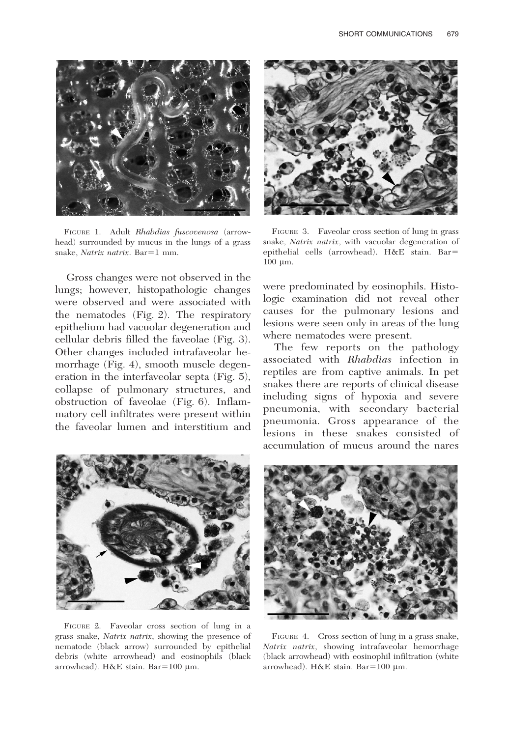FIGURE 1. Adult *Rhabdias fuscovenosa* (arrowhead) surrounded by mucus in the lungs of a grass snake, *Natrix natrix*. Bar=1 mm.

FIGURE 3. Faveolar cross section of lung in grass snake, *Natrix natrix*, with vacuolar degeneration of epithelial cells (arrowhead). H&E stain. Bar= 100 μm.

Gross changes were not observed in the lungs; however, histopathologic changes were observed and were associated with the nematodes (Fig. 2). The respiratory epithelium had vacuolar degeneration and cellular debris filled the faveolae (Fig. 3). Other changes included intrafaveolar hemorrhage (Fig. 4), smooth muscle degeneration in the interfaveolar septa (Fig. 5), collapse of pulmonary structures, and obstruction of faveolae (Fig. 6). Inflammatory cell infiltrates were present within the faveolar lumen and interstitium and were predominated by eosinophils. Histologic examination did not reveal other causes for the pulmonary lesions and lesions were seen only in areas of the lung where nematodes were present.

The few reports on the pathology associated with *Rhabdias* infection in reptiles are from captive animals. In pet snakes there are reports of clinical disease including signs of hypoxia and severe pneumonia, with secondary bacterial pneumonia. Gross appearance of the lesions in these snakes consisted of accumulation of mucus around the nares

FIGURE 2. Faveolar cross section of lung in a grass snake, *Natrix natrix*, showing the presence of nematode (black arrow) surrounded by epithelial debris (white arrowhead) and eosinophils (black arrowhead). H&E stain. Bar=100 μm.

FIGURE 4. Cross section of lung in a grass snake, *Natrix natrix*, showing intrafaveolar hemorrhage (black arrowhead) with eosinophil infiltration (white arrowhead). H&E stain. Bar=100 μm.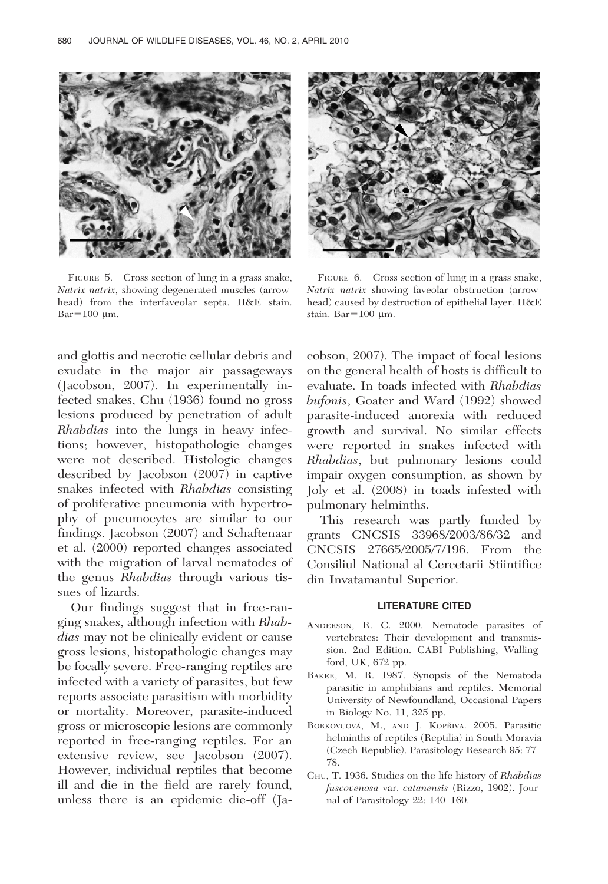FIGURE 5. Cross section of lung in a grass snake, *Natrix natrix*, showing degenerated muscles (arrowhead) from the interfaveolar septa. H&E stain. Bar=100 μm.

FIGURE 6. Cross section of lung in a grass snake, *Natrix natrix* showing faveolar obstruction (arrowhead) caused by destruction of epithelial layer. H&E stain. Bar=100 μm.

and glottis and necrotic cellular debris and exudate in the major air passageways (Jacobson, 2007). In experimentally infected snakes, Chu (1936) found no gross lesions produced by penetration of adult *Rhabdias* into the lungs in heavy infections; however, histopathologic changes were not described. Histologic changes described by Jacobson (2007) in captive snakes infected with *Rhabdias* consisting of proliferative pneumonia with hypertrophy of pneumocytes are similar to our findings. Jacobson (2007) and Schaftenaar et al. (2000) reported changes associated with the migration of larval nematodes of the genus *Rhabdias* through various tissues of lizards.

Our findings suggest that in free-ranging snakes, although infection with *Rhabdias* may not be clinically evident or cause gross lesions, histopathologic changes may be focally severe. Free-ranging reptiles are infected with a variety of parasites, but few reports associate parasitism with morbidity or mortality. Moreover, parasite-induced gross or microscopic lesions are commonly reported in free-ranging reptiles. For an extensive review, see Jacobson (2007). However, individual reptiles that become ill and die in the field are rarely found, unless there is an epidemic die-off (Jacobson, 2007). The impact of focal lesions on the general health of hosts is difficult to evaluate. In toads infected with *Rhabdias bufonis*, Goater and Ward (1992) showed parasite-induced anorexia with reduced growth and survival. No similar effects were reported in snakes infected with *Rhabdias*, but pulmonary lesions could impair oxygen consumption, as shown by Joly et al. (2008) in toads infested with pulmonary helminths.

This research was partly funded by grants CNCSIS 33968/2003/86/32 and CNCSIS 27665/2005/7/196. From the Consiliul National al Cercetarii Stiintifice din Invatamantul Superior.

## LITERATURE CITED

ANDERSON, R. C. 2000. Nematode parasites of vertebrates: Their development and transmission. 2nd Edition. CABI Publishing, Wallingford, UK, 672 pp.

BAKER, M. R. 1987. Synopsis of the Nematoda parasitic in amphibians and reptiles. Memorial University of Newfoundland, Occasional Papers in Biology No. 11, 325 pp.

BORKOVCOVÁ, M., AND J. KOPŘIVA. 2005. Parasitic helminths of reptiles (Reptilia) in South Moravia (Czech Republic). Parasitology Research 95: 77–78.

CHU, T. 1936. Studies on the life history of *Rhabdias fuscovenosa* var. *catanensis* (Rizzo, 1902). Journal of Parasitology 22: 140–160.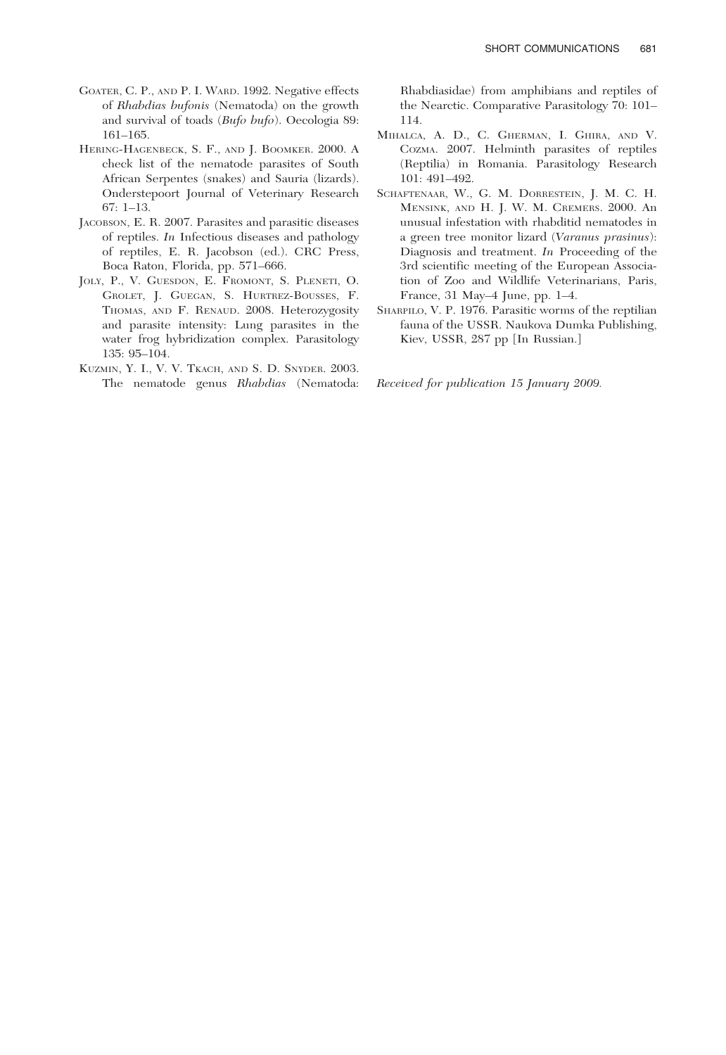GOATER, C. P., AND P. I. WARD. 1992. Negative effects of *Rhabdias bufonis* (Nematoda) on the growth and survival of toads (*Bufo bufo*). Oecologia 89: 161–165.

HERING-HAGENBECK, S. F., AND J. BOOMKER. 2000. A check list of the nematode parasites of South African Serpentes (snakes) and Sauria (lizards). Onderstepoort Journal of Veterinary Research 67: 1–13.

JACOBSON, E. R. 2007. Parasites and parasitic diseases of reptiles. *In* Infectious diseases and pathology of reptiles, E. R. Jacobson (ed.). CRC Press, Boca Raton, Florida, pp. 571–666.

JOLY, P., V. GUESDON, E. FROMONT, S. PLENETI, O. GROLET, J. GUEGAN, S. HURTREZ-BOUSSES, F. THOMAS, AND F. RENAUD. 2008. Heterozygosity and parasite intensity: Lung parasites in the water frog hybridization complex. Parasitology 135: 95–104.

KUZMIN, Y. I., V. V. TKACH, AND S. D. SNYDER. 2003. The nematode genus *Rhabdias* (Nematoda: Rhabdiasidae) from amphibians and reptiles of the Nearctic. Comparative Parasitology 70: 101–114.

MIHALCA, A. D., C. GHERMAN, I. GHIRA, AND V. COZMA. 2007. Helminth parasites of reptiles (Reptilia) in Romania. Parasitology Research 101: 491–492.

SCHAFTENAAR, W., G. M. DORRESTEIN, J. M. C. H. MENSINK, AND H. J. W. M. CREMERS. 2000. An unusual infestation with rhabditid nematodes in a green tree monitor lizard (*Varanus prasinus*): Diagnosis and treatment. *In* Proceeding of the 3rd scientific meeting of the European Association of Zoo and Wildlife Veterinarians, Paris, France, 31 May–4 June, pp. 1–4.

SHARPILO, V. P. 1976. Parasitic worms of the reptilian fauna of the USSR. Naukova Dumka Publishing, Kiev, USSR, 287 pp [In Russian.]

*Received for publication 15 January 2009.*